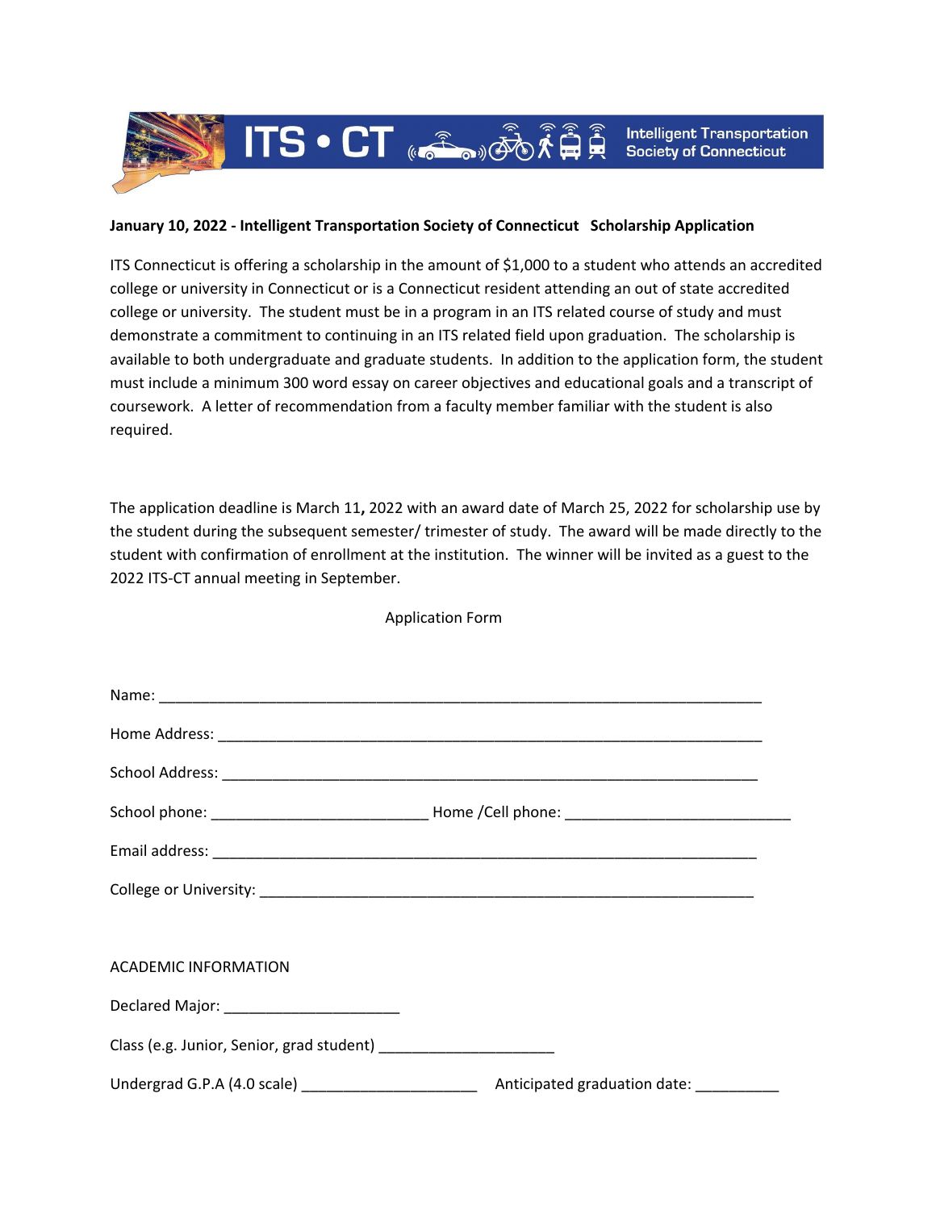ITS • CT Intelligent Transportation Society of Connecticut

**January 10, 2022 - Intelligent Transportation Society of Connecticut Scholarship Application**

ITS Connecticut is offering a scholarship in the amount of $1,000 to a student who attends an accredited college or university in Connecticut or is a Connecticut resident attending an out of state accredited college or university. The student must be in a program in an ITS related course of study and must demonstrate a commitment to continuing in an ITS related field upon graduation. The scholarship is available to both undergraduate and graduate students. In addition to the application form, the student must include a minimum 300 word essay on career objectives and educational goals and a transcript of coursework. A letter of recommendation from a faculty member familiar with the student is also required.

The application deadline is March 11**,** 2022 with an award date of March 25, 2022 for scholarship use by the student during the subsequent semester/ trimester of study. The award will be made directly to the student with confirmation of enrollment at the institution. The winner will be invited as a guest to the 2022 ITS-CT annual meeting in September.

Application Form

Name: ___________________________________________________________________

Home Address: ____________________________________________________________

School Address: ___________________________________________________________

School phone: ________________________ Home /Cell phone: _________________________

Email address: _____________________________________________________________

College or University: _______________________________________________________

ACADEMIC INFORMATION

Declared Major: ____________________

Class (e.g. Junior, Senior, grad student) ____________________

Undergrad G.P.A (4.0 scale) ____________________ Anticipated graduation date: _________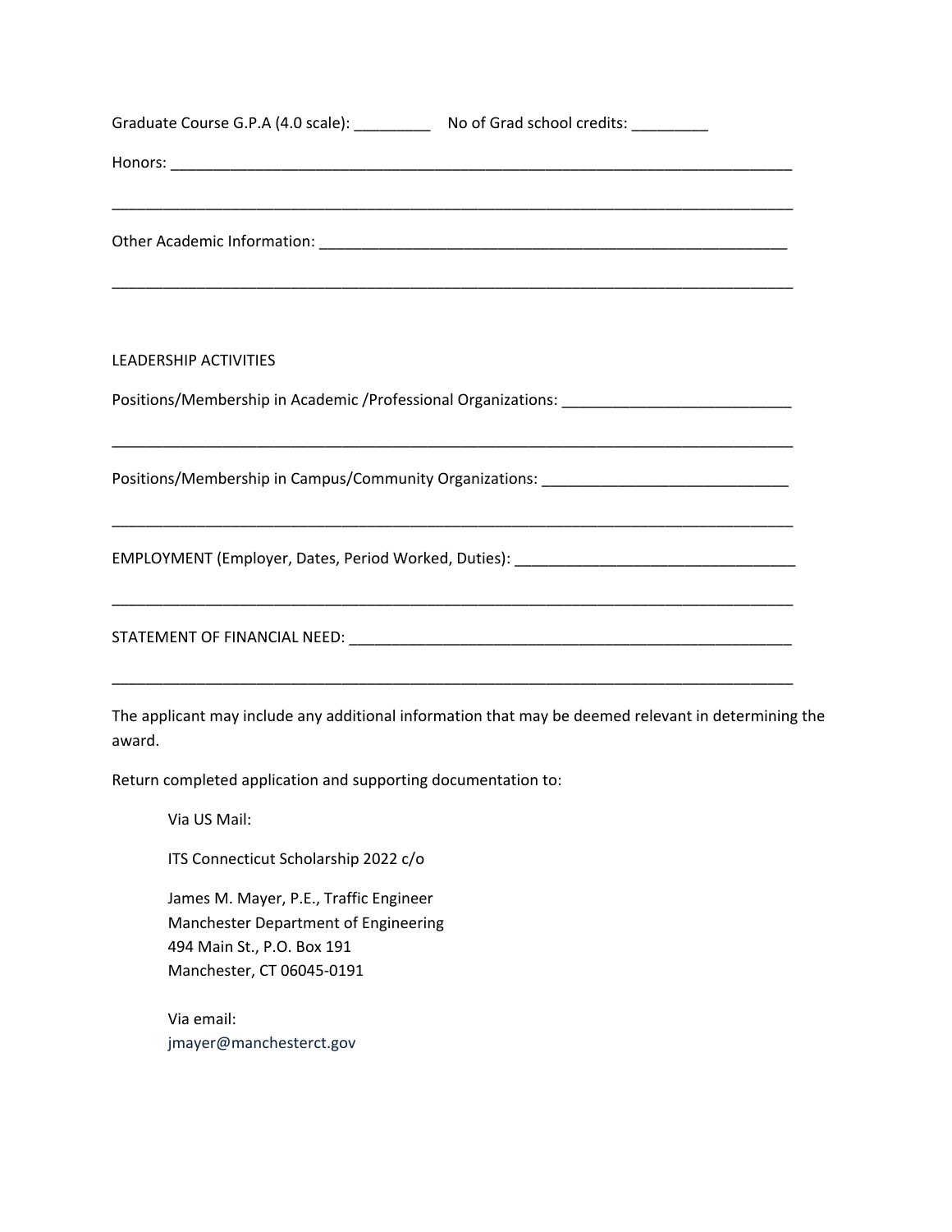Graduate Course G.P.A (4.0 scale): _________ No of Grad school credits: _________

Honors: ___________________________________________________________________________

___________________________________________________________________________________

Other Academic Information: _______________________________________________________

___________________________________________________________________________________

LEADERSHIP ACTIVITIES

Positions/Membership in Academic /Professional Organizations: ___________________________

___________________________________________________________________________________

Positions/Membership in Campus/Community Organizations: _____________________________

___________________________________________________________________________________

EMPLOYMENT (Employer, Dates, Period Worked, Duties): _________________________________

___________________________________________________________________________________

STATEMENT OF FINANCIAL NEED: _____________________________________________________

___________________________________________________________________________________

The applicant may include any additional information that may be deemed relevant in determining the award.

Return completed application and supporting documentation to:

Via US Mail:

ITS Connecticut Scholarship 2022 c/o

James M. Mayer, P.E., Traffic Engineer
Manchester Department of Engineering
494 Main St., P.O. Box 191
Manchester, CT 06045-0191

Via email:
jmayer@manchesterct.gov